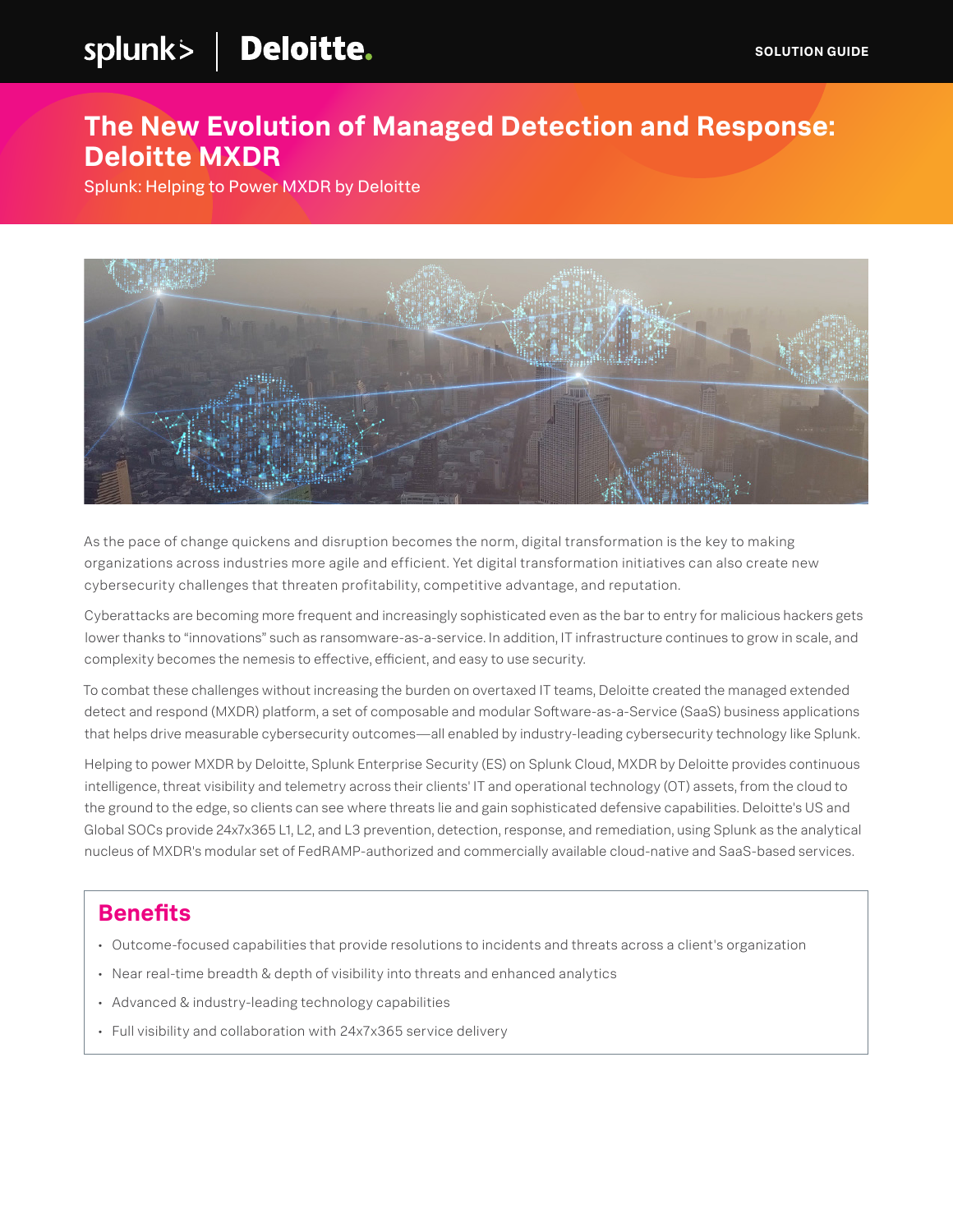SOLUTION GUIDE

# The New Evolution of Managed Detection and Response: Deloitte MXDR

Splunk: Helping to Power MXDR by Deloitte

As the pace of change quickens and disruption becomes the norm, digital transformation is the key to making organizations across industries more agile and efficient. Yet digital transformation initiatives can also create new cybersecurity challenges that threaten profitability, competitive advantage, and reputation.

Cyberattacks are becoming more frequent and increasingly sophisticated even as the bar to entry for malicious hackers gets lower thanks to "innovations" such as ransomware-as-a-service. In addition, IT infrastructure continues to grow in scale, and complexity becomes the nemesis to effective, efficient, and easy to use security.

To combat these challenges without increasing the burden on overtaxed IT teams, Deloitte created the managed extended detect and respond (MXDR) platform, a set of composable and modular Software-as-a-Service (SaaS) business applications that helps drive measurable cybersecurity outcomes—all enabled by industry-leading cybersecurity technology like Splunk.

Helping to power MXDR by Deloitte, Splunk Enterprise Security (ES) on Splunk Cloud, MXDR by Deloitte provides continuous intelligence, threat visibility and telemetry across their clients' IT and operational technology (OT) assets, from the cloud to the ground to the edge, so clients can see where threats lie and gain sophisticated defensive capabilities. Deloitte's US and Global SOCs provide 24x7x365 L1, L2, and L3 prevention, detection, response, and remediation, using Splunk as the analytical nucleus of MXDR's modular set of FedRAMP-authorized and commercially available cloud-native and SaaS-based services.

## Benefits

- Outcome-focused capabilities that provide resolutions to incidents and threats across a client's organization
- Near real-time breadth & depth of visibility into threats and enhanced analytics
- Advanced & industry-leading technology capabilities
- Full visibility and collaboration with 24x7x365 service delivery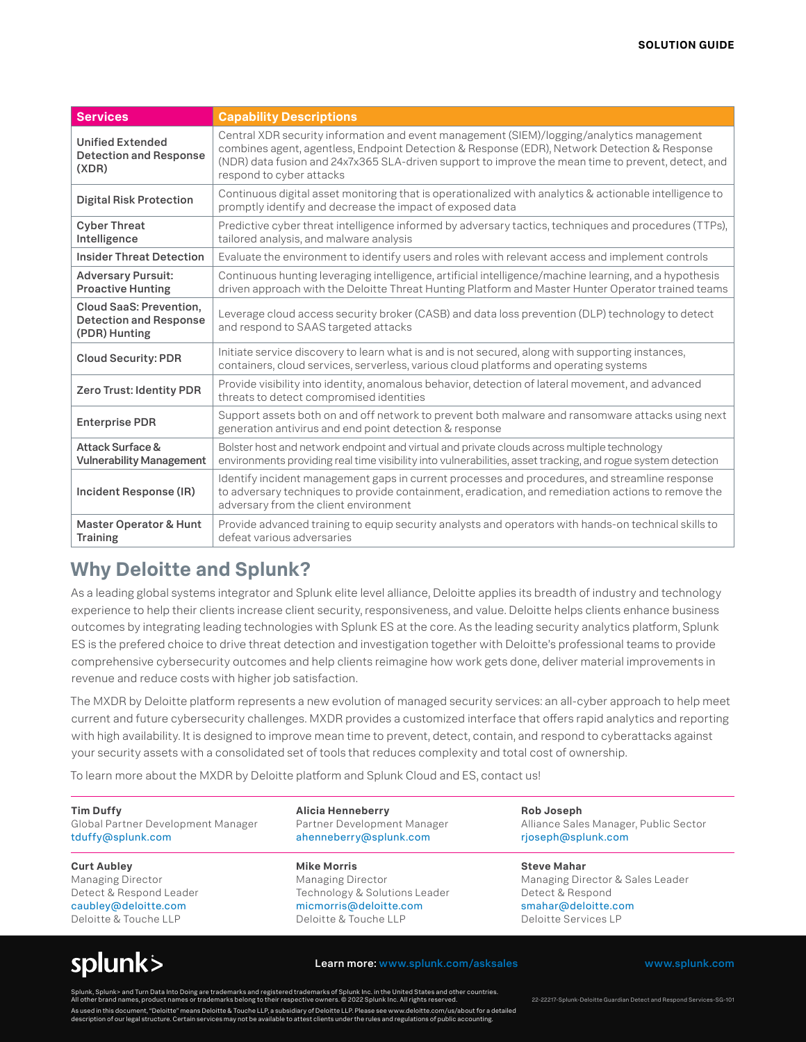| Services | Capability Descriptions |
|---|---|
| Unified Extended Detection and Response (XDR) | Central XDR security information and event management (SIEM)/logging/analytics management combines agent, agentless, Endpoint Detection & Response (EDR), Network Detection & Response (NDR) data fusion and 24x7x365 SLA-driven support to improve the mean time to prevent, detect, and respond to cyber attacks |
| Digital Risk Protection | Continuous digital asset monitoring that is operationalized with analytics & actionable intelligence to promptly identify and decrease the impact of exposed data |
| Cyber Threat Intelligence | Predictive cyber threat intelligence informed by adversary tactics, techniques and procedures (TTPs), tailored analysis, and malware analysis |
| Insider Threat Detection | Evaluate the environment to identify users and roles with relevant access and implement controls |
| Adversary Pursuit: Proactive Hunting | Continuous hunting leveraging intelligence, artificial intelligence/machine learning, and a hypothesis driven approach with the Deloitte Threat Hunting Platform and Master Hunter Operator trained teams |
| Cloud SaaS: Prevention, Detection and Response (PDR) Hunting | Leverage cloud access security broker (CASB) and data loss prevention (DLP) technology to detect and respond to SAAS targeted attacks |
| Cloud Security: PDR | Initiate service discovery to learn what is and is not secured, along with supporting instances, containers, cloud services, serverless, various cloud platforms and operating systems |
| Zero Trust: Identity PDR | Provide visibility into identity, anomalous behavior, detection of lateral movement, and advanced threats to detect compromised identities |
| Enterprise PDR | Support assets both on and off network to prevent both malware and ransomware attacks using next generation antivirus and end point detection & response |
| Attack Surface & Vulnerability Management | Bolster host and network endpoint and virtual and private clouds across multiple technology environments providing real time visibility into vulnerabilities, asset tracking, and rogue system detection |
| Incident Response (IR) | Identify incident management gaps in current processes and procedures, and streamline response to adversary techniques to provide containment, eradication, and remediation actions to remove the adversary from the client environment |
| Master Operator & Hunt Training | Provide advanced training to equip security analysts and operators with hands-on technical skills to defeat various adversaries |

## Why Deloitte and Splunk?

As a leading global systems integrator and Splunk elite level alliance, Deloitte applies its breadth of industry and technology experience to help their clients increase client security, responsiveness, and value. Deloitte helps clients enhance business outcomes by integrating leading technologies with Splunk ES at the core. As the leading security analytics platform, Splunk ES is the prefered choice to drive threat detection and investigation together with Deloitte's professional teams to provide comprehensive cybersecurity outcomes and help clients reimagine how work gets done, deliver material improvements in revenue and reduce costs with higher job satisfaction.

The MXDR by Deloitte platform represents a new evolution of managed security services: an all-cyber approach to help meet current and future cybersecurity challenges. MXDR provides a customized interface that offers rapid analytics and reporting with high availability. It is designed to improve mean time to prevent, detect, contain, and respond to cyberattacks against your security assets with a consolidated set of tools that reduces complexity and total cost of ownership.

To learn more about the MXDR by Deloitte platform and Splunk Cloud and ES, contact us!

**Tim Duffy**
Global Partner Development Manager
tduffy@splunk.com

**Alicia Henneberry**
Partner Development Manager
ahenneberry@splunk.com

**Rob Joseph**
Alliance Sales Manager, Public Sector
rjoseph@splunk.com

**Curt Aubley**
Managing Director
Detect & Respond Leader
caubley@deloitte.com
Deloitte & Touche LLP

**Mike Morris**
Managing Director
Technology & Solutions Leader
micmorris@deloitte.com
Deloitte & Touche LLP

**Steve Mahar**
Managing Director & Sales Leader
Detect & Respond
smahar@deloitte.com
Deloitte Services LP

splunk>

**Learn more:** www.splunk.com/asksales

www.splunk.com

Splunk, Splunk> and Turn Data Into Doing are trademarks and registered trademarks of Splunk Inc. in the United States and other countries. All other brand names, product names or trademarks belong to their respective owners. © 2022 Splunk Inc. All rights reserved.

As used in this document, "Deloitte" means Deloitte & Touche LLP, a subsidiary of Deloitte LLP. Please see www.deloitte.com/us/about for a detailed description of our legal structure. Certain services may not be available to attest clients under the rules and regulations of public accounting.

22-22217-Splunk-Deloitte Guardian Detect and Respond Services-SG-101